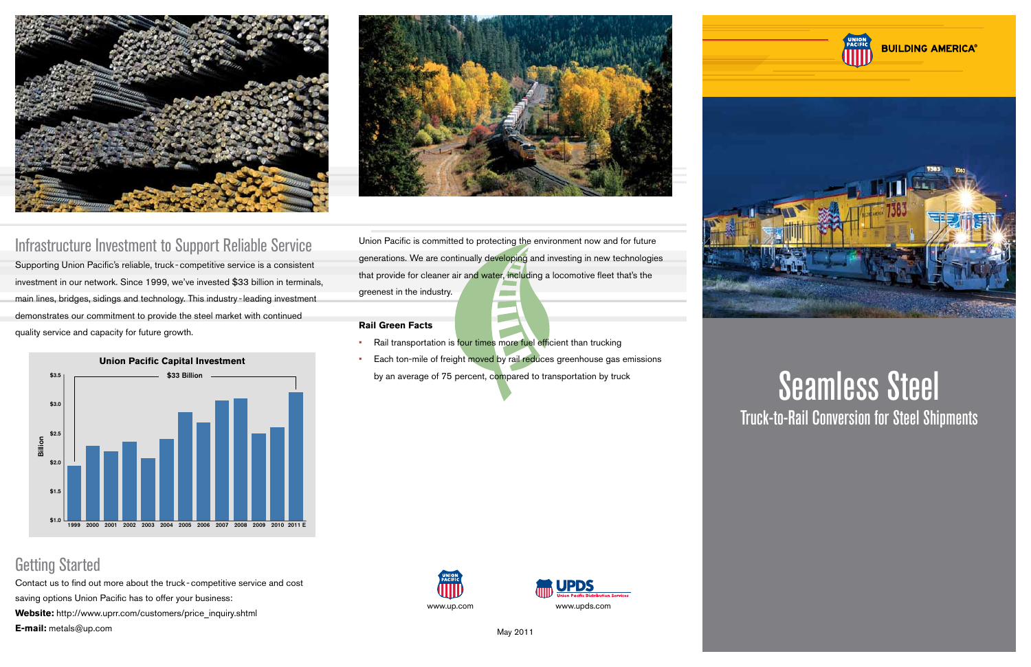## Infrastructure Investment to Support Reliable Service

Supporting Union Pacific's reliable, truck-competitive service is a consistent investment in our network. Since 1999, we've invested $33 billion in terminals, main lines, bridges, sidings and technology. This industry-leading investment demonstrates our commitment to provide the steel market with continued quality service and capacity for future growth.

**Union Pacific Capital Investment**

$33 Billion

Billion: $3.5, $3.0, $2.5, $2.0, $1.5, $1.0

1999 2000 2001 2002 2003 2004 2005 2006 2007 2008 2009 2010 2011 E

## Getting Started

Contact us to find out more about the truck-competitive service and cost saving options Union Pacific has to offer your business:

**Website:** http://www.uprr.com/customers/price_inquiry.shtml

**E-mail:** metals@up.com

Union Pacific is committed to protecting the environment now and for future generations. We are continually developing and investing in new technologies that provide for cleaner air and water, including a locomotive fleet that's the greenest in the industry.

**Rail Green Facts**

- Rail transportation is four times more fuel efficient than trucking
- Each ton-mile of freight moved by rail reduces greenhouse gas emissions by an average of 75 percent, compared to transportation by truck

www.up.com

UPDS Union Pacific Distribution Services

www.upds.com

May 2011

UNION PACIFIC BUILDING AMERICA®

# Seamless Steel

## Truck-to-Rail Conversion for Steel Shipments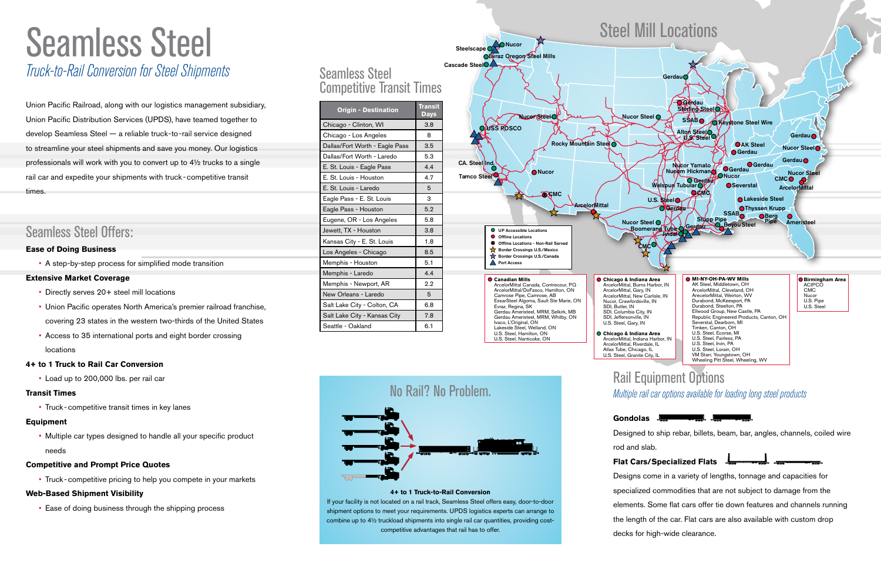# Seamless Steel

*Truck-to-Rail Conversion for Steel Shipments*

Union Pacific Railroad, along with our logistics management subsidiary, Union Pacific Distribution Services (UPDS), have teamed together to develop Seamless Steel — a reliable truck-to-rail service designed to streamline your steel shipments and save you money. Our logistics professionals will work with you to convert up to 4½ trucks to a single rail car and expedite your shipments with truck-competitive transit times.

## Seamless Steel Offers:

**Ease of Doing Business**

- A step-by-step process for simplified mode transition

**Extensive Market Coverage**

- Directly serves 20+ steel mill locations
- Union Pacific operates North America's premier railroad franchise, covering 23 states in the western two-thirds of the United States
- Access to 35 international ports and eight border crossing locations

**4+ to 1 Truck to Rail Car Conversion**

- Load up to 200,000 lbs. per rail car

**Transit Times**

- Truck-competitive transit times in key lanes

**Equipment**

- Multiple car types designed to handle all your specific product needs

**Competitive and Prompt Price Quotes**

- Truck-competitive pricing to help you compete in your markets

**Web-Based Shipment Visibility**

- Ease of doing business through the shipping process

## Seamless Steel Competitive Transit Times

| Origin - Destination | Transit Days |
|---|---|
| Chicago - Clinton, WI | 3.8 |
| Chicago - Los Angeles | 8 |
| Dallas/Fort Worth - Eagle Pass | 3.5 |
| Dallas/Fort Worth - Laredo | 5.3 |
| E. St. Louis - Eagle Pass | 4.4 |
| E. St. Louis - Houston | 4.7 |
| E. St. Louis - Laredo | 5 |
| Eagle Pass - E. St. Louis | 3 |
| Eagle Pass - Houston | 5.2 |
| Eugene, OR - Los Angeles | 5.8 |
| Jewett, TX - Houston | 3.8 |
| Kansas City - E. St. Louis | 1.8 |
| Los Angeles - Chicago | 8.5 |
| Memphis - Houston | 5.1 |
| Memphis - Laredo | 4.4 |
| Memphis - Newport, AR | 2.2 |
| New Orleans - Laredo | 5 |
| Salt Lake City - Colton, CA | 6.8 |
| Salt Lake City - Kansas City | 7.8 |
| Seattle - Oakland | 6.1 |

## Steel Mill Locations

Steelscape
Nucor
Evraz Oregon Steel Mills
Cascade Steel
Gerdau
Gerdau
Sterling Steel
Nucor Steel
Nucor Steel
SSAB
Keystone Steel Wire
USS POSCO
Alton Steel
U.S. Steel
Gerdau
Rocky Mountain Steel
AK Steel
Gerdau
Nucor Steel
CA. Steel Ind.
Nucor Yamato
Gerdau
Gerdau
Tamco Steel
Nucor
Nucor Hickman
Gerdau
Nucor Steel
Gerdau
Nucor
CMC
Welspun Tubular
Severstal
ArcelorMittal
CMC
CMC
ArcelorMittal
U.S. Steel
Lakeside Steel
Gerdau
Thyssen Krupp
SSAB
Berg Pipe
Nucor Steel
Stupp Pipe
Bayou Steel
Ameristeel
Boomerang Tube
Gerdau
Jindal
CMC

- UP Accessible Locations
- Offline Locations
- Offline Locations - Non-Rail Served
- Border Crossings U.S./Mexico
- Border Crossings U.S./Canada
- Port Access

**Canadian Mills**
ArcelorMittal Canada, Contrecour, PQ
ArcelorMittal/DoFasco, Hamilton, ON
Camrose Pipe, Camrose, AB
EssarSteel Algoma, Sault Ste Marie, ON
Evraz, Regina, SK
Gerdau Ameristeel, MRM, Selkirk, MB
Gerdau Ameristeel, MRM, Whitby, ON
Ivaco, L'Original, ON
Lakeside Steel, Welland, ON
U.S. Steel, Hamilton, ON
U.S. Steel, Nanticoke, ON

**Chicago & Indiana Area**
ArcelorMittal, Burns Harbor, IN
ArcelorMittal, Gary, IN
ArcelorMittal, New Carlisle, IN
Nucor, Crawfordsville, IN
SDI, Butler, IN
SDI, Columbia City, IN
SDI, Jeffersonville, IN
U.S. Steel, Gary, IN

**Chicago & Indiana Area**
ArcelorMittal, Indiana Harbor, IN
ArcelorMittal, Riverdale, IL
Atlas Tube, Chicago, IL
U.S. Steel, Granite City, IL

**MI-NY-OH-PA-WV Mills**
AK Steel, Middletown, OH
ArcelorMittal, Cleveland, OH
ArcelorMittal, Weirton, WV
Durabond, McKeesport, PA
Durabond, Steelton, PA
Ellwood Group, New Castle, PA
Republic Engineered Products, Canton, OH
Severstal, Dearborn, MI
Timken, Canton, OH
U.S. Steel, Ecorse, MI
U.S. Steel, Fairless, PA
U.S. Steel, Irvin, PA
U.S. Steel, Lorain, OH
VM Starr, Youngstown, OH
Wheeling Pitt Steel, Wheeling, WV

**Birmingham Area**
ACIPCO
CMC
Nucor
U.S. Pipe
U.S. Steel

## No Rail? No Problem.

**4+ to 1 Truck-to-Rail Conversion**

If your facility is not located on a rail track, Seamless Steel offers easy, door-to-door shipment options to meet your requirements. UPDS logistics experts can arrange to combine up to 4½ truckload shipments into single rail car quantities, providing cost-competitive advantages that rail has to offer.

## Rail Equipment Options

*Multiple rail car options available for loading long steel products*

**Gondolas**

Designed to ship rebar, billets, beam, bar, angles, channels, coiled wire rod and slab.

**Flat Cars/Specialized Flats**

Designs come in a variety of lengths, tonnage and capacities for specialized commodities that are not subject to damage from the elements. Some flat cars offer tie down features and channels running the length of the car. Flat cars are also available with custom drop decks for high-wide clearance.